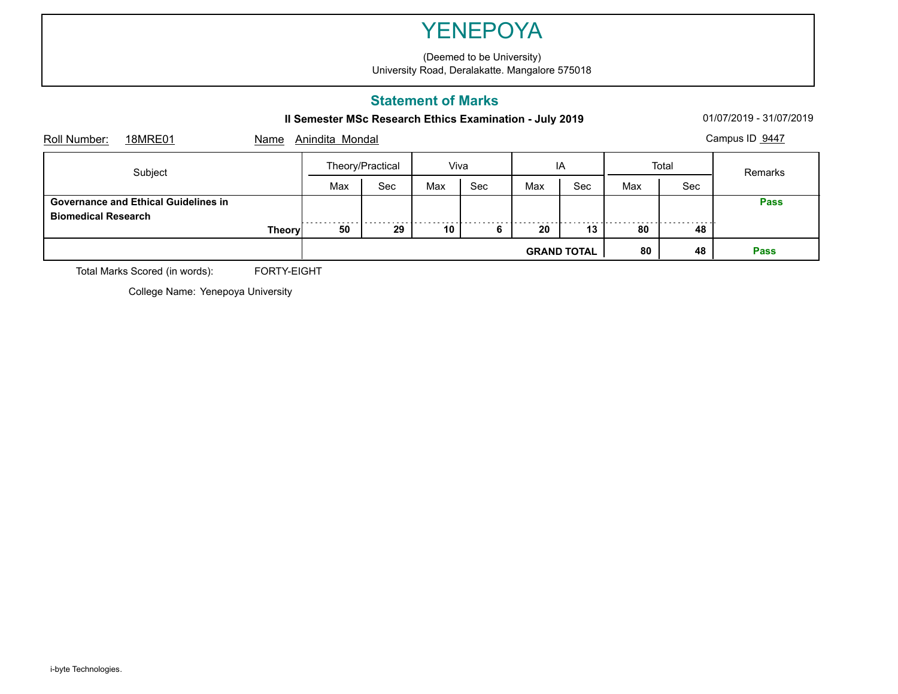# YENEPOYA

(Deemed to be University)
University Road, Deralakatte. Mangalore 575018

## Statement of Marks

**II Semester MSc Research Ethics Examination - July 2019**

01/07/2019 - 31/07/2019

Roll Number: 18MRE01 Name Anindita Mondal Campus ID 9447

| Subject | Theory/Practical | | Viva | | IA | | Total | | Remarks |
|---|---|---|---|---|---|---|---|---|---|
| | Max | Sec | Max | Sec | Max | Sec | Max | Sec | |
| **Governance and Ethical Guidelines in Biomedical Research** | | | | | | | | | **Pass** |
| **Theory** | **50** | **29** | **10** | **6** | **20** | **13** | **80** | **48** | |
| | | | | | **GRAND TOTAL** | | **80** | **48** | **Pass** |

Total Marks Scored (in words): FORTY-EIGHT

College Name: Yenepoya University

i-byte Technologies.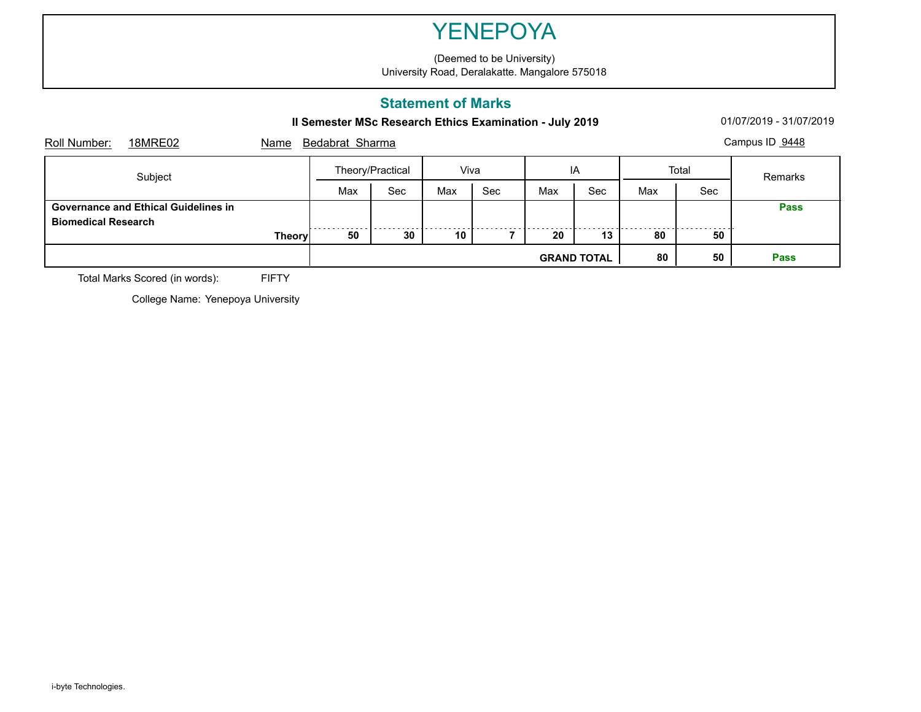# YENEPOYA

(Deemed to be University)
University Road, Deralakatte. Mangalore 575018

## Statement of Marks

**II Semester MSc Research Ethics Examination - July 2019**

01/07/2019 - 31/07/2019

Roll Number: 18MRE02 Name Bedabrat Sharma Campus ID 9448

| Subject | Theory/Practical | | Viva | | IA | | Total | | Remarks |
|---|---|---|---|---|---|---|---|---|---|
| | Max | Sec | Max | Sec | Max | Sec | Max | Sec | |
| **Governance and Ethical Guidelines in Biomedical Research** | | | | | | | | | **Pass** |
| **Theory** | **50** | **30** | **10** | **7** | **20** | **13** | **80** | **50** | |
| | | | | | **GRAND TOTAL** | | **80** | **50** | **Pass** |

Total Marks Scored (in words): FIFTY

College Name: Yenepoya University

i-byte Technologies.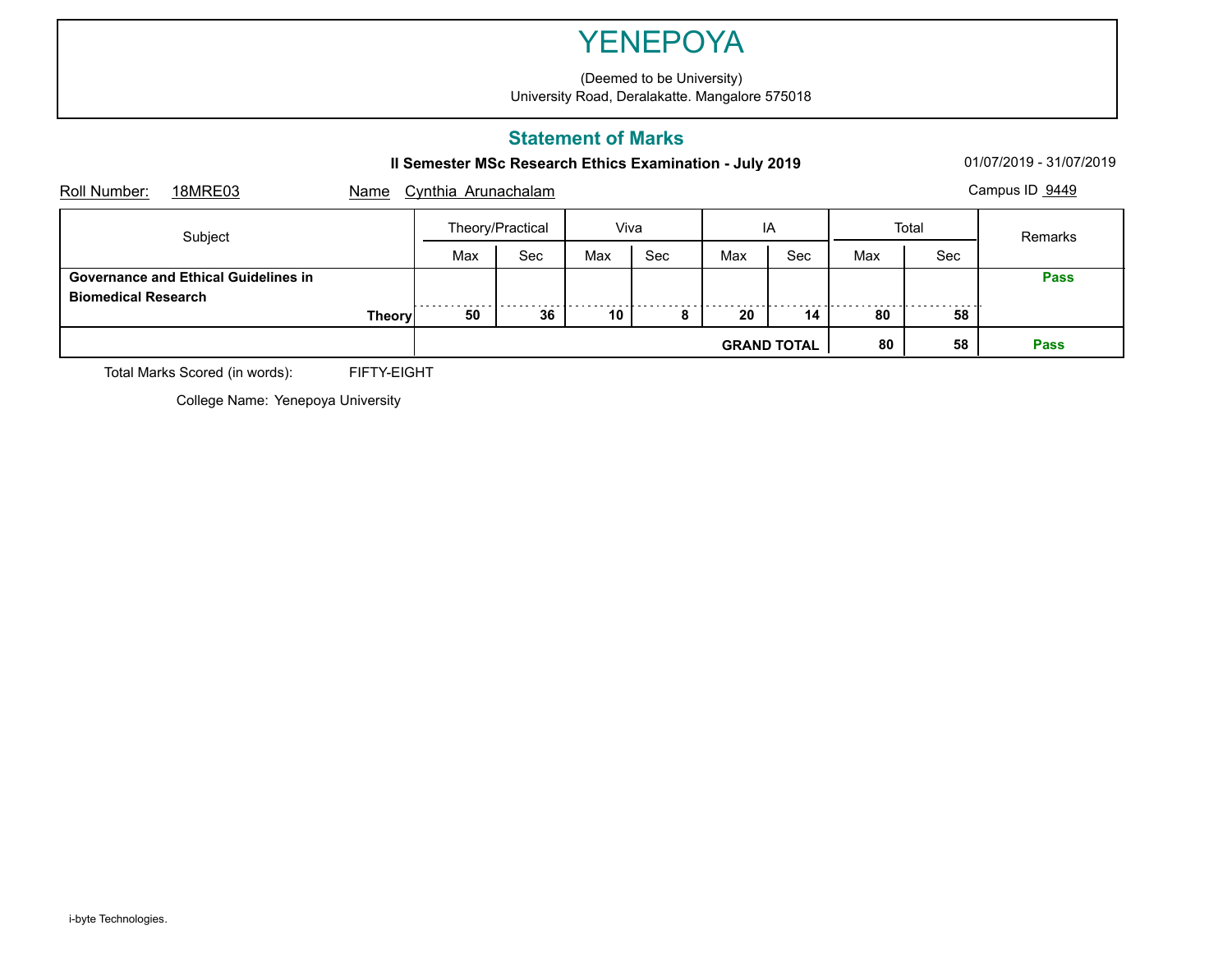# YENEPOYA

(Deemed to be University)
University Road, Deralakatte. Mangalore 575018

## Statement of Marks

**II Semester MSc Research Ethics Examination - July 2019**

01/07/2019 - 31/07/2019

Roll Number: 18MRE03 Name Cynthia Arunachalam Campus ID 9449

| Subject | Theory/Practical | | Viva | | IA | | Total | | Remarks |
|---|---|---|---|---|---|---|---|---|---|
| | Max | Sec | Max | Sec | Max | Sec | Max | Sec | |
| **Governance and Ethical Guidelines in Biomedical Research** **Theory** | **50** | **36** | **10** | **8** | **20** | **14** | **80** | **58** | **Pass** |
| | | | | | **GRAND TOTAL** | | **80** | **58** | **Pass** |

Total Marks Scored (in words): FIFTY-EIGHT

College Name: Yenepoya University

i-byte Technologies.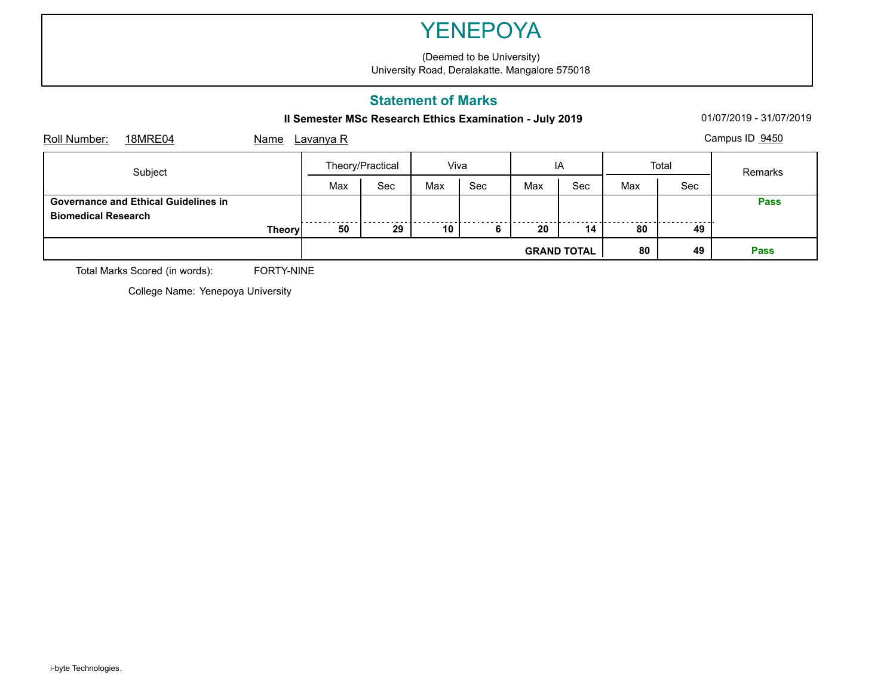# YENEPOYA

(Deemed to be University)
University Road, Deralakatte. Mangalore 575018

## Statement of Marks

**II Semester MSc Research Ethics Examination - July 2019** 01/07/2019 - 31/07/2019

Roll Number: 18MRE04 Name Lavanya R Campus ID 9450

| Subject | Theory/Practical | | Viva | | IA | | Total | | Remarks |
|---|---|---|---|---|---|---|---|---|---|
| | Max | Sec | Max | Sec | Max | Sec | Max | Sec | |
| **Governance and Ethical Guidelines in Biomedical Research** | | | | | | | | | **Pass** |
| **Theory** | **50** | **29** | **10** | **6** | **20** | **14** | **80** | **49** | |
| | | | | | **GRAND TOTAL** | | **80** | **49** | **Pass** |

Total Marks Scored (in words): FORTY-NINE

College Name: Yenepoya University

i-byte Technologies.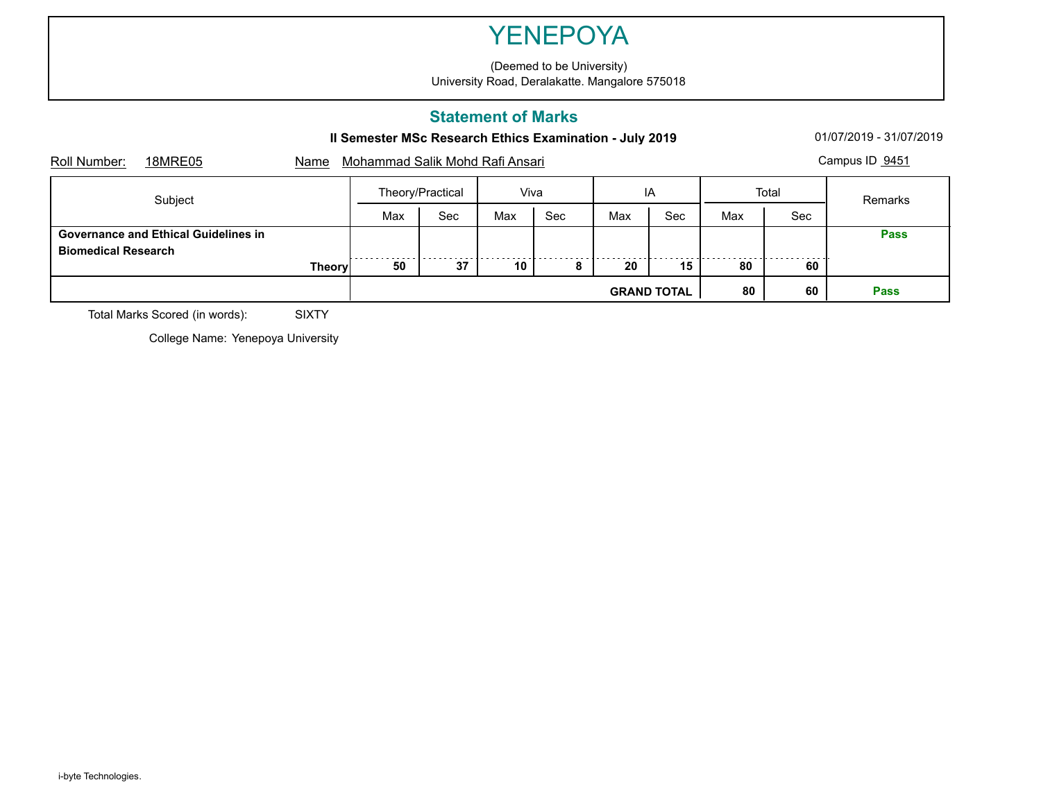# YENEPOYA

(Deemed to be University)
University Road, Deralakatte. Mangalore 575018

## Statement of Marks

**II Semester MSc Research Ethics Examination - July 2019**

01/07/2019 - 31/07/2019

Roll Number: 18MRE05    Name Mohammad Salik Mohd Rafi Ansari    Campus ID 9451

| Subject | Theory/Practical | | Viva | | IA | | Total | | Remarks |
|---|---|---|---|---|---|---|---|---|---|
| | Max | Sec | Max | Sec | Max | Sec | Max | Sec | |
| **Governance and Ethical Guidelines in Biomedical Research** | | | | | | | | | **Pass** |
| **Theory** | **50** | **37** | **10** | **8** | **20** | **15** | **80** | **60** | |
| | | | | | **GRAND TOTAL** | | **80** | **60** | **Pass** |

Total Marks Scored (in words): SIXTY

College Name: Yenepoya University

i-byte Technologies.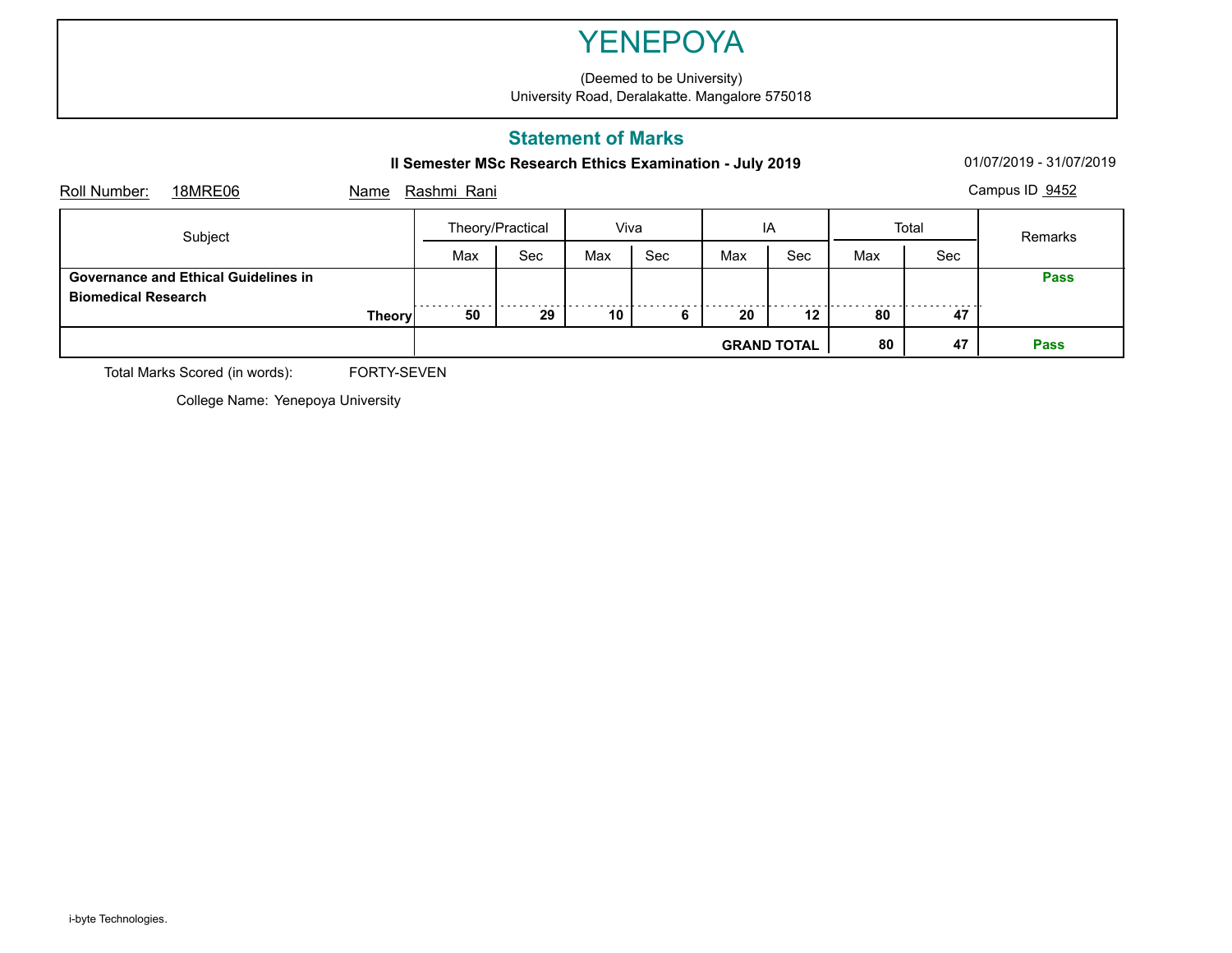# YENEPOYA

(Deemed to be University)
University Road, Deralakatte. Mangalore 575018

## Statement of Marks

**II Semester MSc Research Ethics Examination - July 2019**

01/07/2019 - 31/07/2019

Roll Number: 18MRE06 Name Rashmi Rani Campus ID 9452

| Subject | Theory/Practical | | Viva | | IA | | Total | | Remarks |
|---|---|---|---|---|---|---|---|---|---|
| | Max | Sec | Max | Sec | Max | Sec | Max | Sec | |
| **Governance and Ethical Guidelines in Biomedical Research** | | | | | | | | | **Pass** |
| **Theory** | **50** | **29** | **10** | **6** | **20** | **12** | **80** | **47** | |
| | | | | | **GRAND TOTAL** | | **80** | **47** | **Pass** |

Total Marks Scored (in words): FORTY-SEVEN

College Name: Yenepoya University

i-byte Technologies.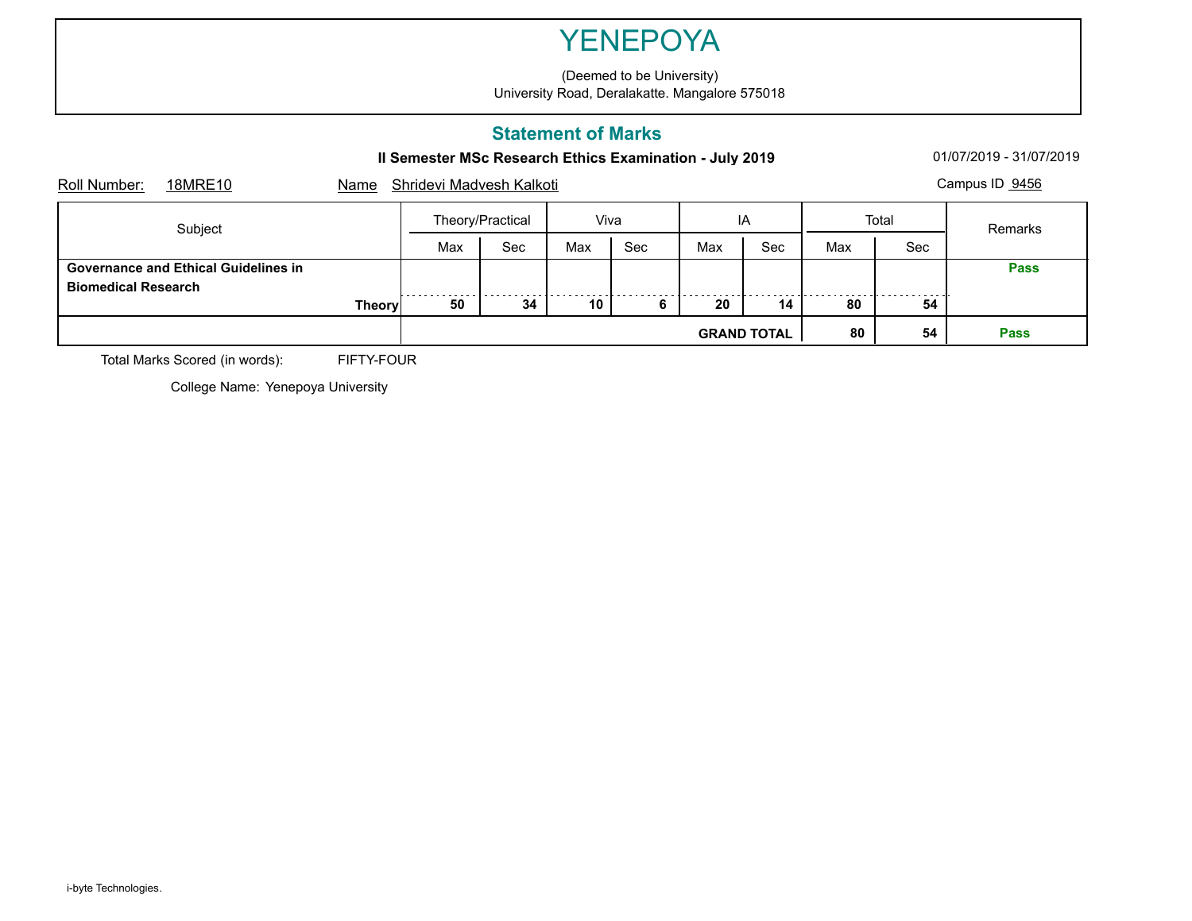# YENEPOYA

(Deemed to be University)
University Road, Deralakatte. Mangalore 575018

## Statement of Marks

**II Semester MSc Research Ethics Examination - July 2019** 01/07/2019 - 31/07/2019

Roll Number: 18MRE10 Name Shridevi Madvesh Kalkoti Campus ID 9456

| Subject | Theory/Practical | | Viva | | IA | | Total | | Remarks |
|---|---|---|---|---|---|---|---|---|---|
| | Max | Sec | Max | Sec | Max | Sec | Max | Sec | |
| **Governance and Ethical Guidelines in Biomedical Research** | | | | | | | | | **Pass** |
| **Theory** | **50** | **34** | **10** | **6** | **20** | **14** | **80** | **54** | |
| | | | | | **GRAND TOTAL** | | **80** | **54** | **Pass** |

Total Marks Scored (in words): FIFTY-FOUR

College Name: Yenepoya University

i-byte Technologies.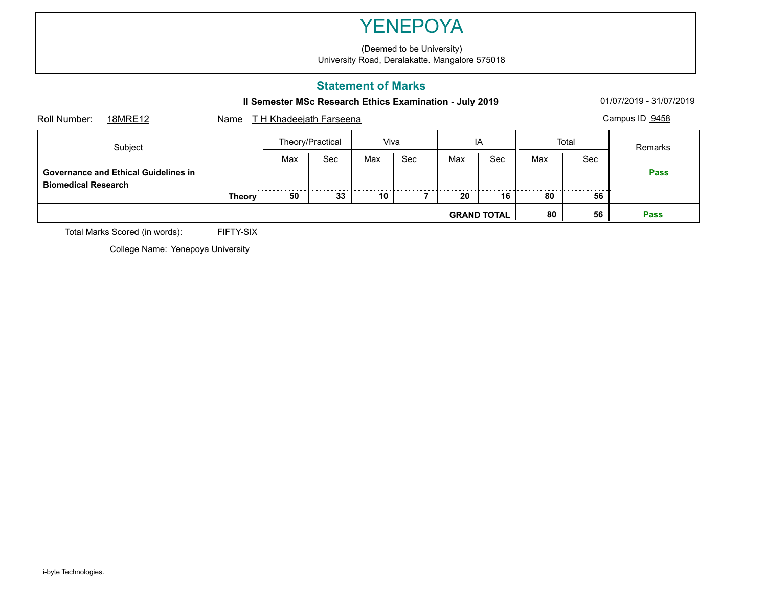# YENEPOYA

(Deemed to be University)
University Road, Deralakatte. Mangalore 575018

## Statement of Marks

**II Semester MSc Research Ethics Examination - July 2019**

01/07/2019 - 31/07/2019

Roll Number: 18MRE12 Name T H Khadeejath Farseena Campus ID 9458

| Subject | Theory/Practical | | Viva | | IA | | Total | | Remarks |
|---|---|---|---|---|---|---|---|---|---|
| | Max | Sec | Max | Sec | Max | Sec | Max | Sec | |
| **Governance and Ethical Guidelines in Biomedical Research** | | | | | | | | | **Pass** |
| **Theory** | **50** | **33** | **10** | **7** | **20** | **16** | **80** | **56** | |
| | | | | | **GRAND TOTAL** | | **80** | **56** | **Pass** |

Total Marks Scored (in words): FIFTY-SIX

College Name: Yenepoya University

i-byte Technologies.